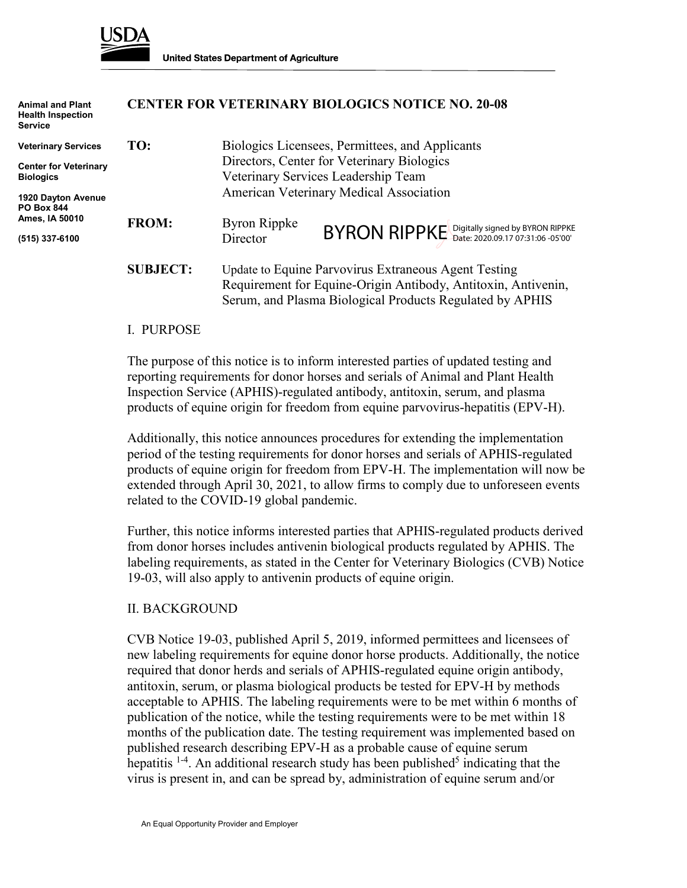**USDA**

**United States Department of Agriculture**

**Animal and Plant Health Inspection Service**

**Veterinary Services**

**Center for Veterinary Biologics**

**1920 Dayton Avenue**
**PO Box 844**
**Ames, IA 50010**

**(515) 337-6100**

## CENTER FOR VETERINARY BIOLOGICS NOTICE NO. 20-08

**TO:** Biologics Licensees, Permittees, and Applicants
Directors, Center for Veterinary Biologics
Veterinary Services Leadership Team
American Veterinary Medical Association

**FROM:** Byron Rippke
Director

BYRON RIPPKE Digitally signed by BYRON RIPPKE Date: 2020.09.17 07:31:06 -05'00'

**SUBJECT:** Update to Equine Parvovirus Extraneous Agent Testing Requirement for Equine-Origin Antibody, Antitoxin, Antivenin, Serum, and Plasma Biological Products Regulated by APHIS

### I. PURPOSE

The purpose of this notice is to inform interested parties of updated testing and reporting requirements for donor horses and serials of Animal and Plant Health Inspection Service (APHIS)-regulated antibody, antitoxin, serum, and plasma products of equine origin for freedom from equine parvovirus-hepatitis (EPV-H).

Additionally, this notice announces procedures for extending the implementation period of the testing requirements for donor horses and serials of APHIS-regulated products of equine origin for freedom from EPV-H. The implementation will now be extended through April 30, 2021, to allow firms to comply due to unforeseen events related to the COVID-19 global pandemic.

Further, this notice informs interested parties that APHIS-regulated products derived from donor horses includes antivenin biological products regulated by APHIS. The labeling requirements, as stated in the Center for Veterinary Biologics (CVB) Notice 19-03, will also apply to antivenin products of equine origin.

### II. BACKGROUND

CVB Notice 19-03, published April 5, 2019, informed permittees and licensees of new labeling requirements for equine donor horse products. Additionally, the notice required that donor herds and serials of APHIS-regulated equine origin antibody, antitoxin, serum, or plasma biological products be tested for EPV-H by methods acceptable to APHIS. The labeling requirements were to be met within 6 months of publication of the notice, while the testing requirements were to be met within 18 months of the publication date. The testing requirement was implemented based on published research describing EPV-H as a probable cause of equine serum hepatitis [1-4]. An additional research study has been published[5] indicating that the virus is present in, and can be spread by, administration of equine serum and/or

An Equal Opportunity Provider and Employer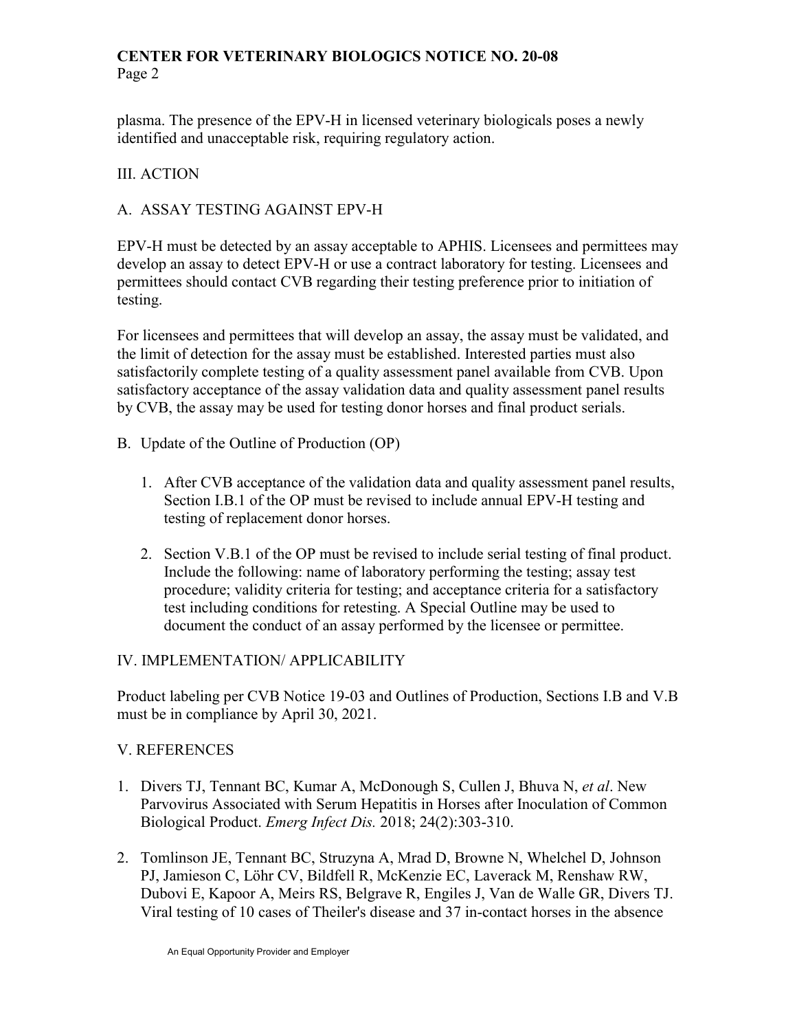plasma. The presence of the EPV-H in licensed veterinary biologicals poses a newly identified and unacceptable risk, requiring regulatory action.

## III. ACTION

### A. ASSAY TESTING AGAINST EPV-H

EPV-H must be detected by an assay acceptable to APHIS. Licensees and permittees may develop an assay to detect EPV-H or use a contract laboratory for testing. Licensees and permittees should contact CVB regarding their testing preference prior to initiation of testing.

For licensees and permittees that will develop an assay, the assay must be validated, and the limit of detection for the assay must be established. Interested parties must also satisfactorily complete testing of a quality assessment panel available from CVB. Upon satisfactory acceptance of the assay validation data and quality assessment panel results by CVB, the assay may be used for testing donor horses and final product serials.

### B. Update of the Outline of Production (OP)

1. After CVB acceptance of the validation data and quality assessment panel results, Section I.B.1 of the OP must be revised to include annual EPV-H testing and testing of replacement donor horses.

2. Section V.B.1 of the OP must be revised to include serial testing of final product. Include the following: name of laboratory performing the testing; assay test procedure; validity criteria for testing; and acceptance criteria for a satisfactory test including conditions for retesting. A Special Outline may be used to document the conduct of an assay performed by the licensee or permittee.

## IV. IMPLEMENTATION/ APPLICABILITY

Product labeling per CVB Notice 19-03 and Outlines of Production, Sections I.B and V.B must be in compliance by April 30, 2021.

## V. REFERENCES

1. Divers TJ, Tennant BC, Kumar A, McDonough S, Cullen J, Bhuva N, *et al*. New Parvovirus Associated with Serum Hepatitis in Horses after Inoculation of Common Biological Product. *Emerg Infect Dis.* 2018; 24(2):303-310.

2. Tomlinson JE, Tennant BC, Struzyna A, Mrad D, Browne N, Whelchel D, Johnson PJ, Jamieson C, Löhr CV, Bildfell R, McKenzie EC, Laverack M, Renshaw RW, Dubovi E, Kapoor A, Meirs RS, Belgrave R, Engiles J, Van de Walle GR, Divers TJ. Viral testing of 10 cases of Theiler's disease and 37 in-contact horses in the absence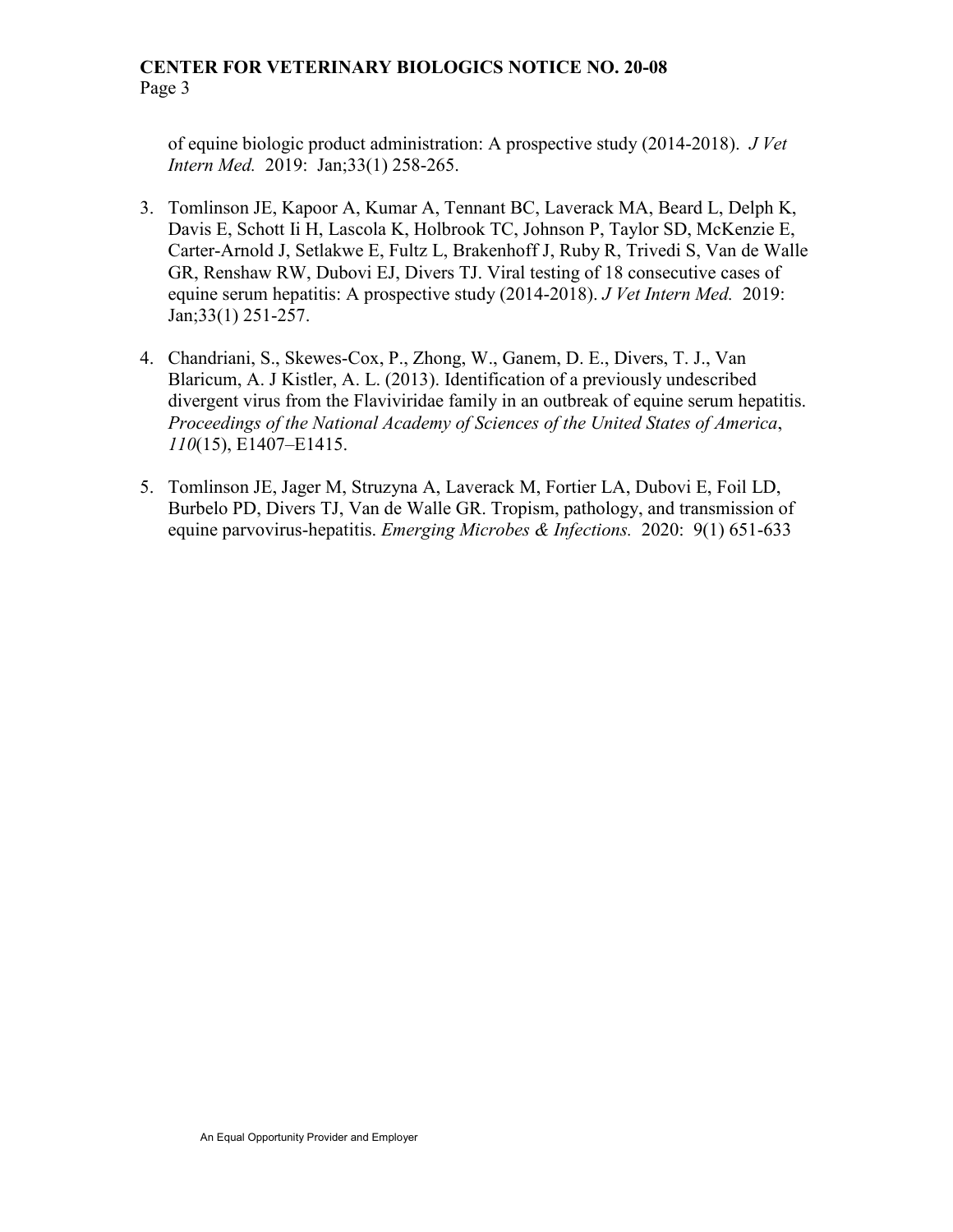of equine biologic product administration: A prospective study (2014-2018). *J Vet Intern Med.* 2019: Jan;33(1) 258-265.

3. Tomlinson JE, Kapoor A, Kumar A, Tennant BC, Laverack MA, Beard L, Delph K, Davis E, Schott Ii H, Lascola K, Holbrook TC, Johnson P, Taylor SD, McKenzie E, Carter-Arnold J, Setlakwe E, Fultz L, Brakenhoff J, Ruby R, Trivedi S, Van de Walle GR, Renshaw RW, Dubovi EJ, Divers TJ. Viral testing of 18 consecutive cases of equine serum hepatitis: A prospective study (2014-2018). *J Vet Intern Med.* 2019: Jan;33(1) 251-257.

4. Chandriani, S., Skewes-Cox, P., Zhong, W., Ganem, D. E., Divers, T. J., Van Blaricum, A. J Kistler, A. L. (2013). Identification of a previously undescribed divergent virus from the Flaviviridae family in an outbreak of equine serum hepatitis. *Proceedings of the National Academy of Sciences of the United States of America*, *110*(15), E1407–E1415.

5. Tomlinson JE, Jager M, Struzyna A, Laverack M, Fortier LA, Dubovi E, Foil LD, Burbelo PD, Divers TJ, Van de Walle GR. Tropism, pathology, and transmission of equine parvovirus-hepatitis. *Emerging Microbes & Infections.* 2020: 9(1) 651-633

An Equal Opportunity Provider and Employer